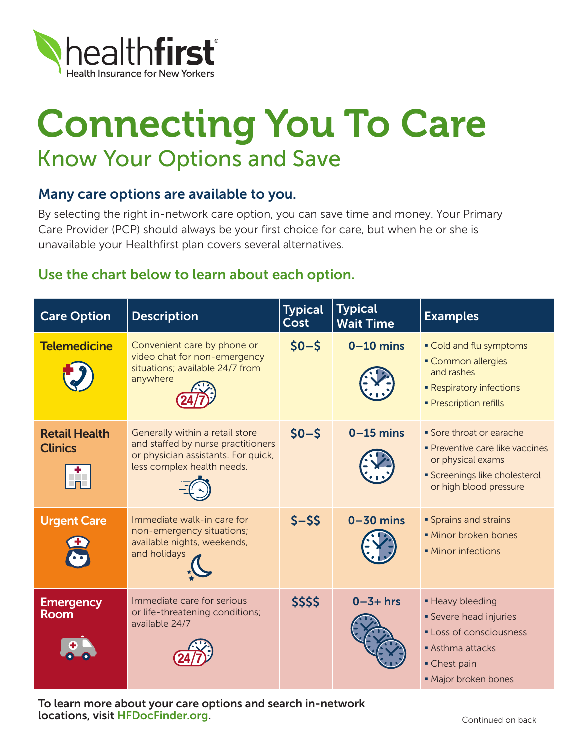healthfirst
Health Insurance for New Yorkers

# Connecting You To Care

## Know Your Options and Save

### Many care options are available to you.

By selecting the right in-network care option, you can save time and money. Your Primary Care Provider (PCP) should always be your first choice for care, but when he or she is unavailable your Healthfirst plan covers several alternatives.

### Use the chart below to learn about each option.

| Care Option | Description | Typical Cost | Typical Wait Time | Examples |
|---|---|---|---|---|
| **Telemedicine** | Convenient care by phone or video chat for non-emergency situations; available 24/7 from anywhere | $0–$ | 0–10 mins | ▪ Cold and flu symptoms<br>▪ Common allergies and rashes<br>▪ Respiratory infections<br>▪ Prescription refills |
| **Retail Health Clinics** | Generally within a retail store and staffed by nurse practitioners or physician assistants. For quick, less complex health needs. | $0–$ | 0–15 mins | ▪ Sore throat or earache<br>▪ Preventive care like vaccines or physical exams<br>▪ Screenings like cholesterol or high blood pressure |
| **Urgent Care** | Immediate walk-in care for non-emergency situations; available nights, weekends, and holidays | $–$$ | 0–30 mins | ▪ Sprains and strains<br>▪ Minor broken bones<br>▪ Minor infections |
| **Emergency Room** | Immediate care for serious or life-threatening conditions; available 24/7 | $$$$ | 0–3+ hrs | ▪ Heavy bleeding<br>▪ Severe head injuries<br>▪ Loss of consciousness<br>▪ Asthma attacks<br>▪ Chest pain<br>▪ Major broken bones |

**To learn more about your care options and search in-network locations, visit HFDocFinder.org.**

Continued on back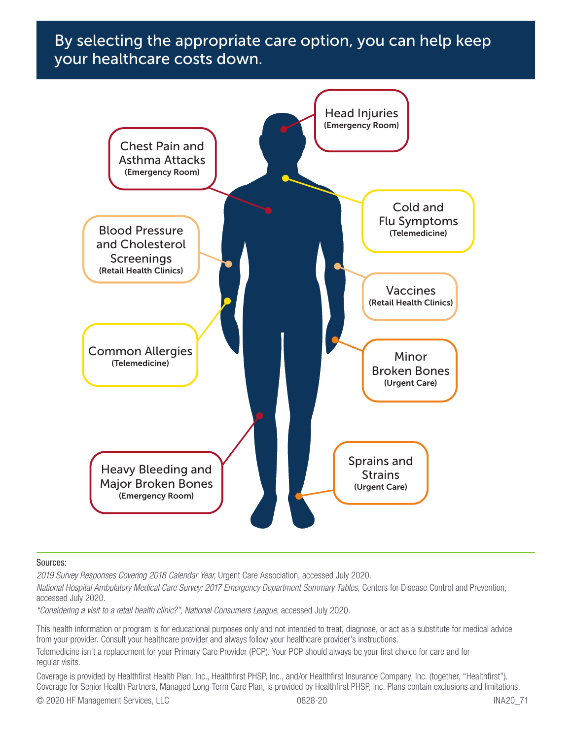## By selecting the appropriate care option, you can help keep your healthcare costs down.

Head Injuries
**(Emergency Room)**

Chest Pain and Asthma Attacks
**(Emergency Room)**

Cold and Flu Symptoms
**(Telemedicine)**

Blood Pressure and Cholesterol Screenings
**(Retail Health Clinics)**

Vaccines
**(Retail Health Clinics)**

Common Allergies
**(Telemedicine)**

Minor Broken Bones
**(Urgent Care)**

Heavy Bleeding and Major Broken Bones
**(Emergency Room)**

Sprains and Strains
**(Urgent Care)**

Sources:

*2019 Survey Responses Covering 2018 Calendar Year,* Urgent Care Association, accessed July 2020.

*National Hospital Ambulatory Medical Care Survey: 2017 Emergency Department Summary Tables,* Centers for Disease Control and Prevention, accessed July 2020.

*"Considering a visit to a retail health clinic?", National Consumers League,* accessed July 2020.

This health information or program is for educational purposes only and not intended to treat, diagnose, or act as a substitute for medical advice from your provider. Consult your healthcare provider and always follow your healthcare provider's instructions.

Telemedicine isn't a replacement for your Primary Care Provider (PCP). Your PCP should always be your first choice for care and for regular visits.

Coverage is provided by Healthfirst Health Plan, Inc., Healthfirst PHSP, Inc., and/or Healthfirst Insurance Company, Inc. (together, "Healthfirst"). Coverage for Senior Health Partners, Managed Long-Term Care Plan, is provided by Healthfirst PHSP, Inc. Plans contain exclusions and limitations.

© 2020 HF Management Services, LLC 0828-20 INA20_71